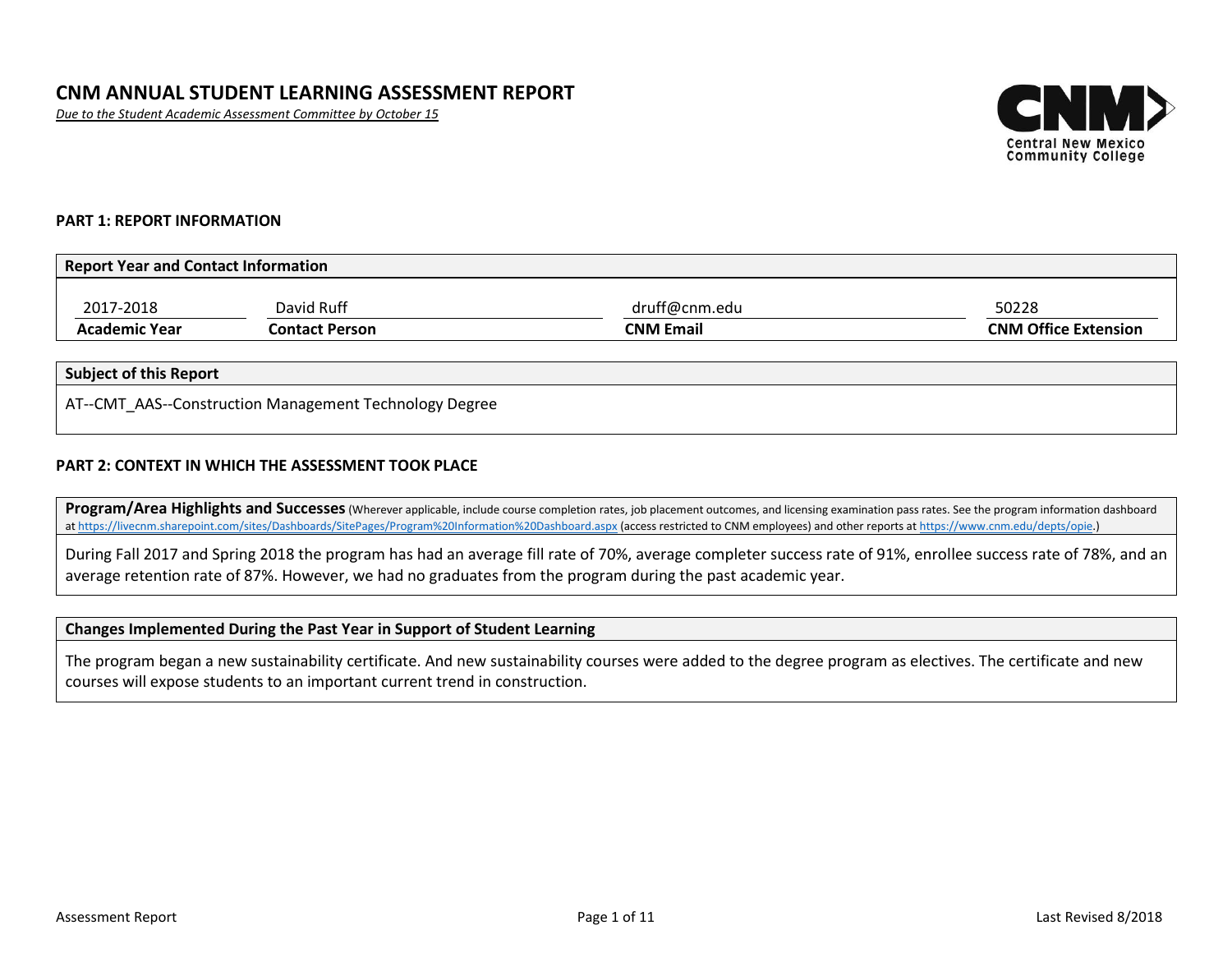# CNM ANNUAL STUDENT LEARNING ASSESSMENT REPORT

*Due to the Student Academic Assessment Committee by October 15*

Central New Mexico Community College

## PART 1: REPORT INFORMATION

| Report Year and Contact Information | | | |
|---|---|---|---|
| 2017-2018 | David Ruff | druff@cnm.edu | 50228 |
| **Academic Year** | **Contact Person** | **CNM Email** | **CNM Office Extension** |

| Subject of this Report |
|---|
| AT--CMT_AAS--Construction Management Technology Degree |

## PART 2: CONTEXT IN WHICH THE ASSESSMENT TOOK PLACE

| **Program/Area Highlights and Successes** (Wherever applicable, include course completion rates, job placement outcomes, and licensing examination pass rates. See the program information dashboard at https://livecnm.sharepoint.com/sites/Dashboards/SitePages/Program%20Information%20Dashboard.aspx (access restricted to CNM employees) and other reports at https://www.cnm.edu/depts/opie.) |
|---|
| During Fall 2017 and Spring 2018 the program has had an average fill rate of 70%, average completer success rate of 91%, enrollee success rate of 78%, and an average retention rate of 87%. However, we had no graduates from the program during the past academic year. |

| Changes Implemented During the Past Year in Support of Student Learning |
|---|
| The program began a new sustainability certificate. And new sustainability courses were added to the degree program as electives. The certificate and new courses will expose students to an important current trend in construction. |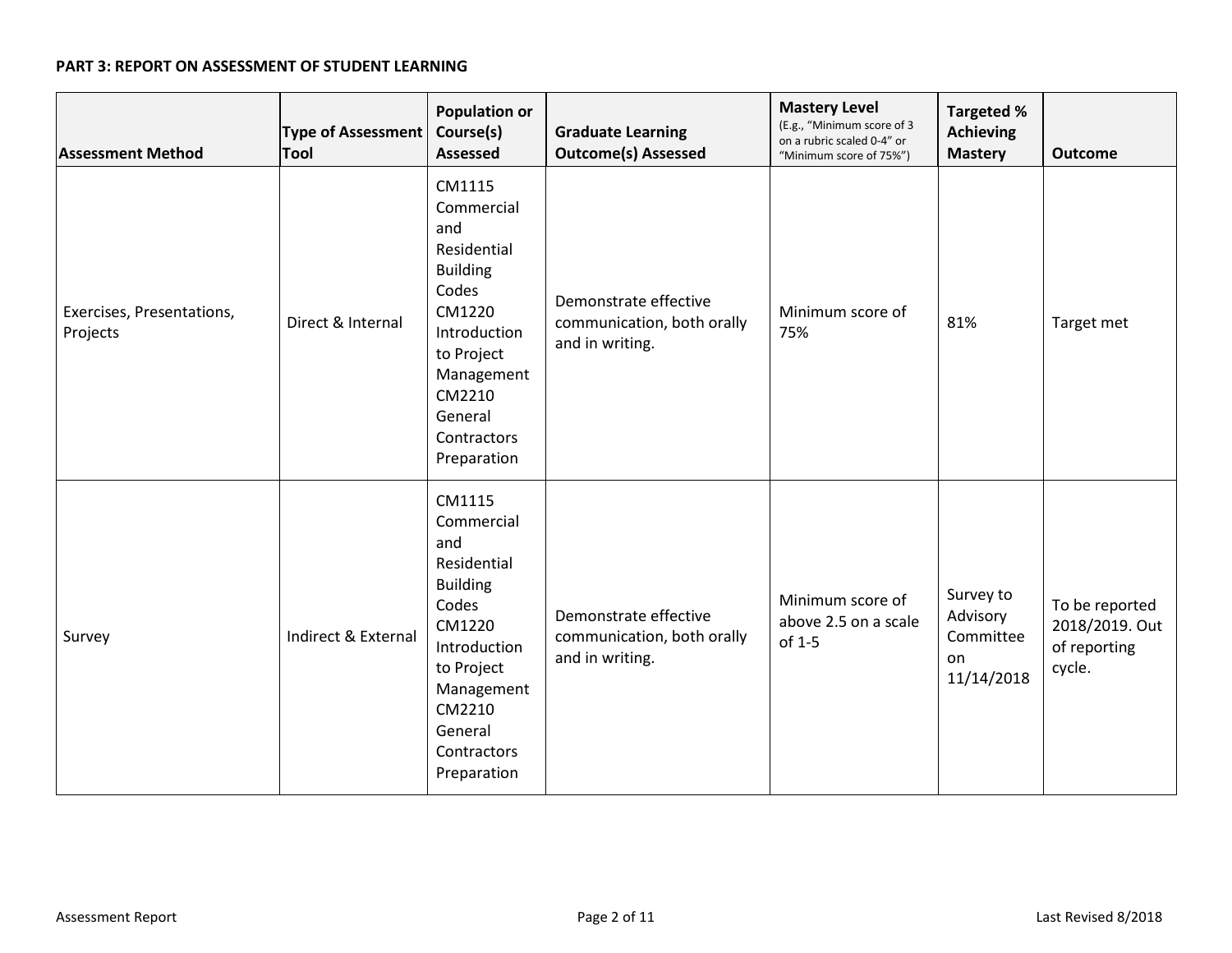**PART 3: REPORT ON ASSESSMENT OF STUDENT LEARNING**

| Assessment Method | Type of Assessment Tool | Population or Course(s) Assessed | Graduate Learning Outcome(s) Assessed | Mastery Level (E.g., "Minimum score of 3 on a rubric scaled 0-4" or "Minimum score of 75%") | Targeted % Achieving Mastery | Outcome |
|---|---|---|---|---|---|---|
| Exercises, Presentations, Projects | Direct & Internal | CM1115 Commercial and Residential Building Codes CM1220 Introduction to Project Management CM2210 General Contractors Preparation | Demonstrate effective communication, both orally and in writing. | Minimum score of 75% | 81% | Target met |
| Survey | Indirect & External | CM1115 Commercial and Residential Building Codes CM1220 Introduction to Project Management CM2210 General Contractors Preparation | Demonstrate effective communication, both orally and in writing. | Minimum score of above 2.5 on a scale of 1-5 | Survey to Advisory Committee on 11/14/2018 | To be reported 2018/2019. Out of reporting cycle. |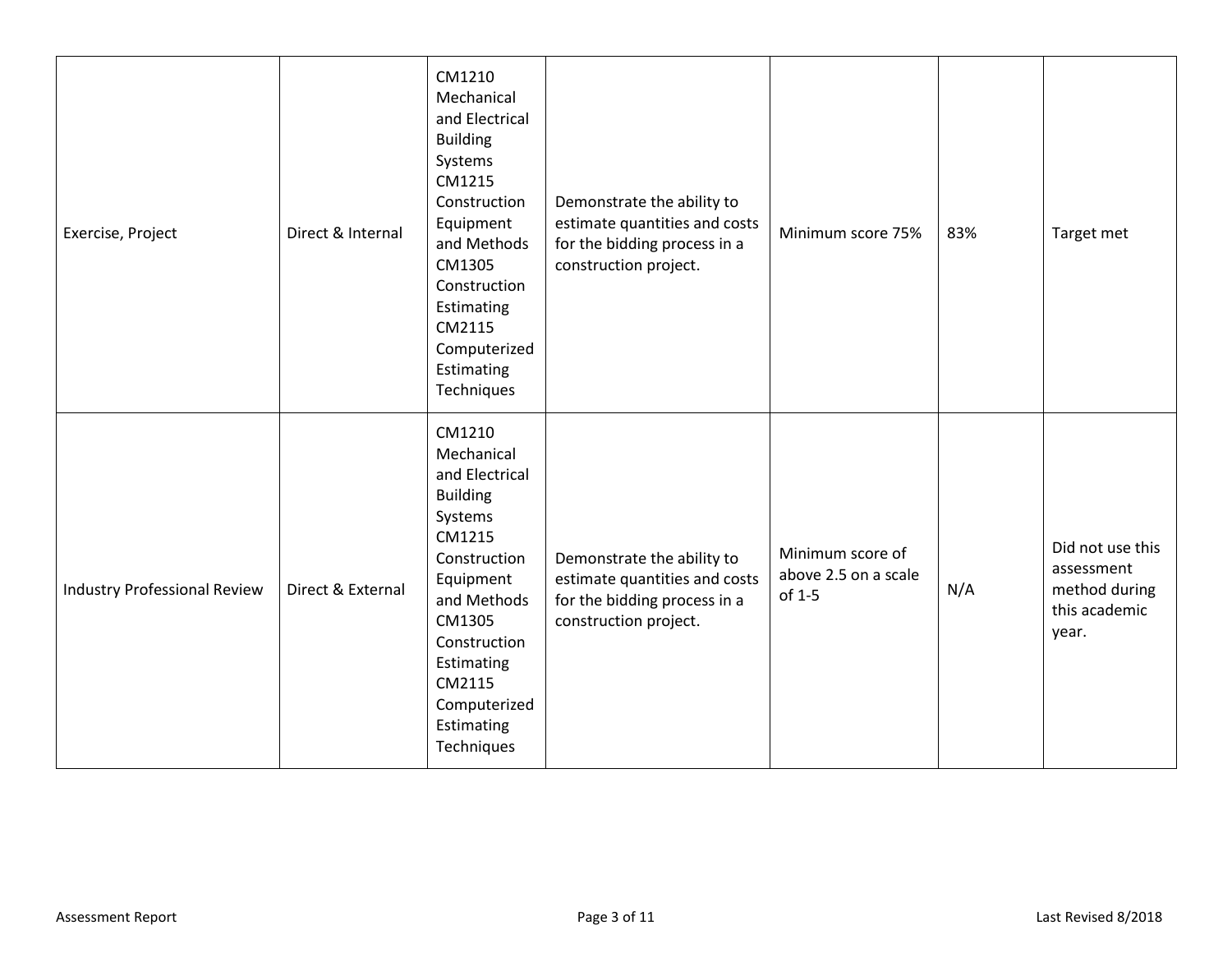| Exercise, Project | Direct & Internal | CM1210 Mechanical and Electrical Building Systems CM1215 Construction Equipment and Methods CM1305 Construction Estimating CM2115 Computerized Estimating Techniques | Demonstrate the ability to estimate quantities and costs for the bidding process in a construction project. | Minimum score 75% | 83% | Target met |
|---|---|---|---|---|---|---|
| Industry Professional Review | Direct & External | CM1210 Mechanical and Electrical Building Systems CM1215 Construction Equipment and Methods CM1305 Construction Estimating CM2115 Computerized Estimating Techniques | Demonstrate the ability to estimate quantities and costs for the bidding process in a construction project. | Minimum score of above 2.5 on a scale of 1-5 | N/A | Did not use this assessment method during this academic year. |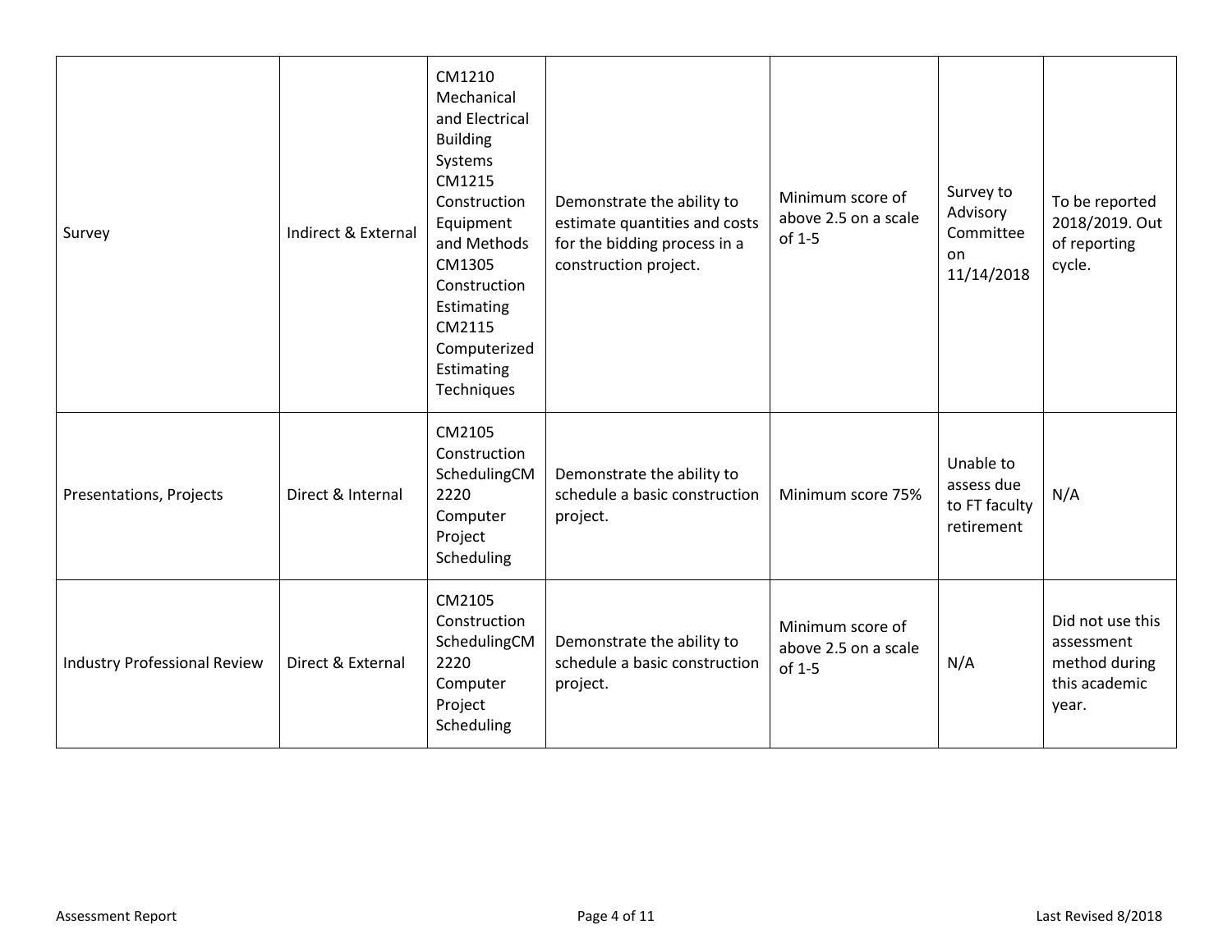| | | | | | | |
|---|---|---|---|---|---|---|
| Survey | Indirect & External | CM1210 Mechanical and Electrical Building Systems CM1215 Construction Equipment and Methods CM1305 Construction Estimating CM2115 Computerized Estimating Techniques | Demonstrate the ability to estimate quantities and costs for the bidding process in a construction project. | Minimum score of above 2.5 on a scale of 1-5 | Survey to Advisory Committee on 11/14/2018 | To be reported 2018/2019. Out of reporting cycle. |
| Presentations, Projects | Direct & Internal | CM2105 Construction SchedulingCM 2220 Computer Project Scheduling | Demonstrate the ability to schedule a basic construction project. | Minimum score 75% | Unable to assess due to FT faculty retirement | N/A |
| Industry Professional Review | Direct & External | CM2105 Construction SchedulingCM 2220 Computer Project Scheduling | Demonstrate the ability to schedule a basic construction project. | Minimum score of above 2.5 on a scale of 1-5 | N/A | Did not use this assessment method during this academic year. |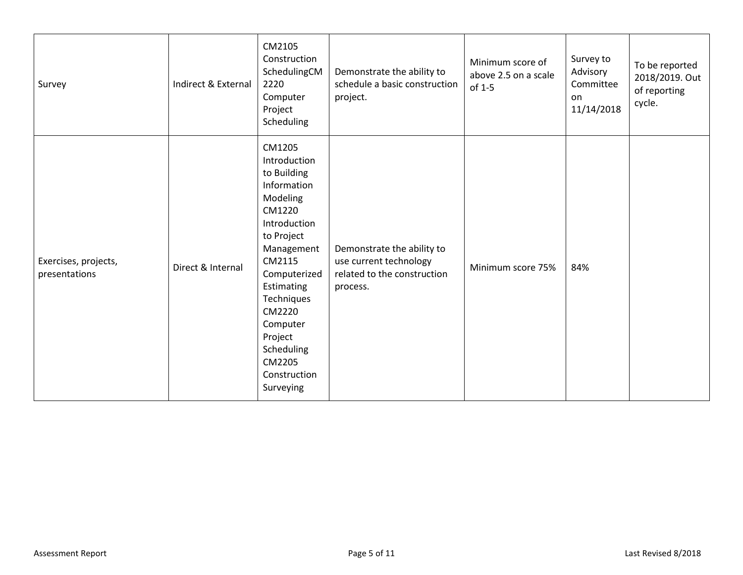| | | | | | | |
|---|---|---|---|---|---|---|
| Survey | Indirect & External | CM2105 Construction SchedulingCM 2220 Computer Project Scheduling | Demonstrate the ability to schedule a basic construction project. | Minimum score of above 2.5 on a scale of 1-5 | Survey to Advisory Committee on 11/14/2018 | To be reported 2018/2019. Out of reporting cycle. |
| Exercises, projects, presentations | Direct & Internal | CM1205 Introduction to Building Information Modeling CM1220 Introduction to Project Management CM2115 Computerized Estimating Techniques CM2220 Computer Project Scheduling CM2205 Construction Surveying | Demonstrate the ability to use current technology related to the construction process. | Minimum score 75% | 84% | |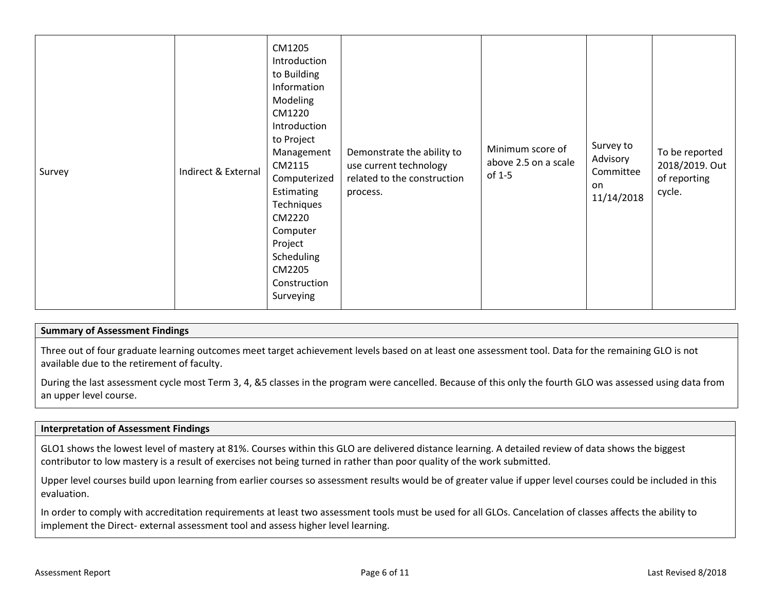| | | | | | | |
|---|---|---|---|---|---|---|
| Survey | Indirect & External | CM1205 Introduction to Building Information Modeling CM1220 Introduction to Project Management CM2115 Computerized Estimating Techniques CM2220 Computer Project Scheduling CM2205 Construction Surveying | Demonstrate the ability to use current technology related to the construction process. | Minimum score of above 2.5 on a scale of 1-5 | Survey to Advisory Committee on 11/14/2018 | To be reported 2018/2019. Out of reporting cycle. |

| **Summary of Assessment Findings** |
|---|
| Three out of four graduate learning outcomes meet target achievement levels based on at least one assessment tool. Data for the remaining GLO is not available due to the retirement of faculty.<br><br>During the last assessment cycle most Term 3, 4, &5 classes in the program were cancelled. Because of this only the fourth GLO was assessed using data from an upper level course. |

| **Interpretation of Assessment Findings** |
|---|
| GLO1 shows the lowest level of mastery at 81%. Courses within this GLO are delivered distance learning. A detailed review of data shows the biggest contributor to low mastery is a result of exercises not being turned in rather than poor quality of the work submitted.<br><br>Upper level courses build upon learning from earlier courses so assessment results would be of greater value if upper level courses could be included in this evaluation.<br><br>In order to comply with accreditation requirements at least two assessment tools must be used for all GLOs. Cancelation of classes affects the ability to implement the Direct- external assessment tool and assess higher level learning. |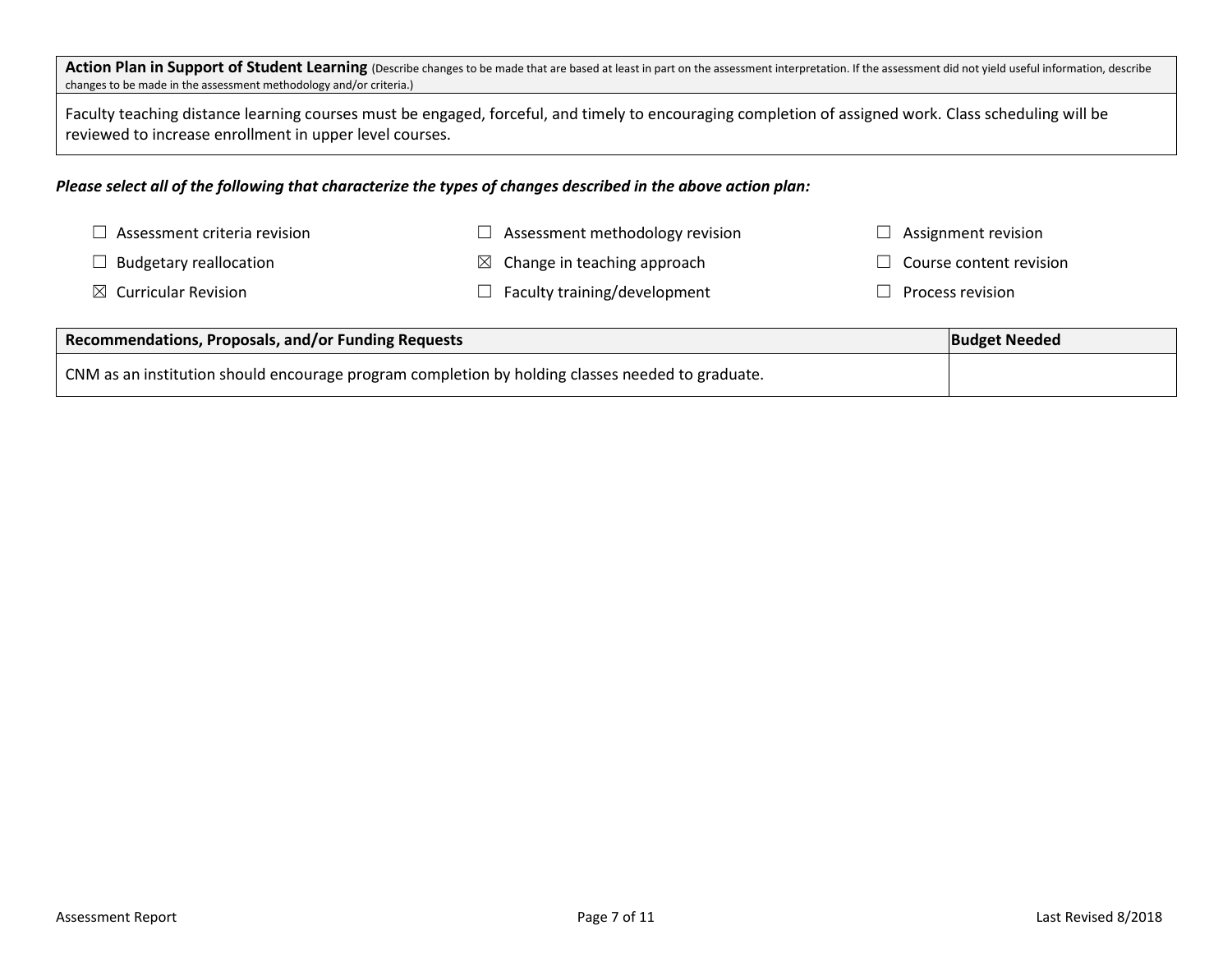| **Action Plan in Support of Student Learning** (Describe changes to be made that are based at least in part on the assessment interpretation. If the assessment did not yield useful information, describe changes to be made in the assessment methodology and/or criteria.) |
| --- |
| Faculty teaching distance learning courses must be engaged, forceful, and timely to encouraging completion of assigned work. Class scheduling will be reviewed to increase enrollment in upper level courses. |

***Please select all of the following that characterize the types of changes described in the above action plan:***

- ☐ Assessment criteria revision
- ☐ Assessment methodology revision
- ☐ Assignment revision
- ☐ Budgetary reallocation
- ☒ Change in teaching approach
- ☐ Course content revision
- ☒ Curricular Revision
- ☐ Faculty training/development
- ☐ Process revision

| **Recommendations, Proposals, and/or Funding Requests** | **Budget Needed** |
| --- | --- |
| CNM as an institution should encourage program completion by holding classes needed to graduate. | |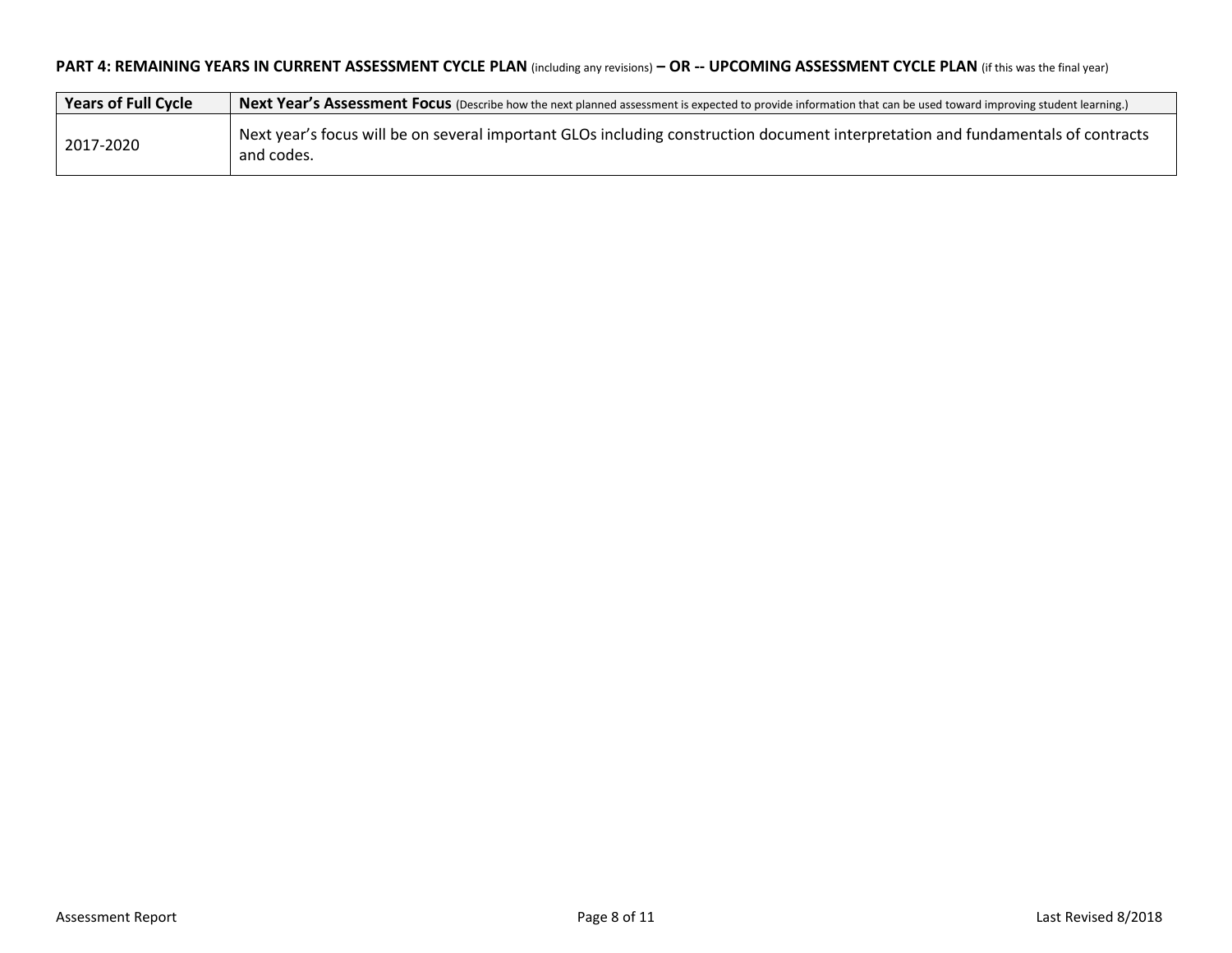**PART 4: REMAINING YEARS IN CURRENT ASSESSMENT CYCLE PLAN** (including any revisions) **– OR -- UPCOMING ASSESSMENT CYCLE PLAN** (if this was the final year)

| **Years of Full Cycle** | **Next Year's Assessment Focus** (Describe how the next planned assessment is expected to provide information that can be used toward improving student learning.) |
| --- | --- |
| 2017-2020 | Next year's focus will be on several important GLOs including construction document interpretation and fundamentals of contracts and codes. |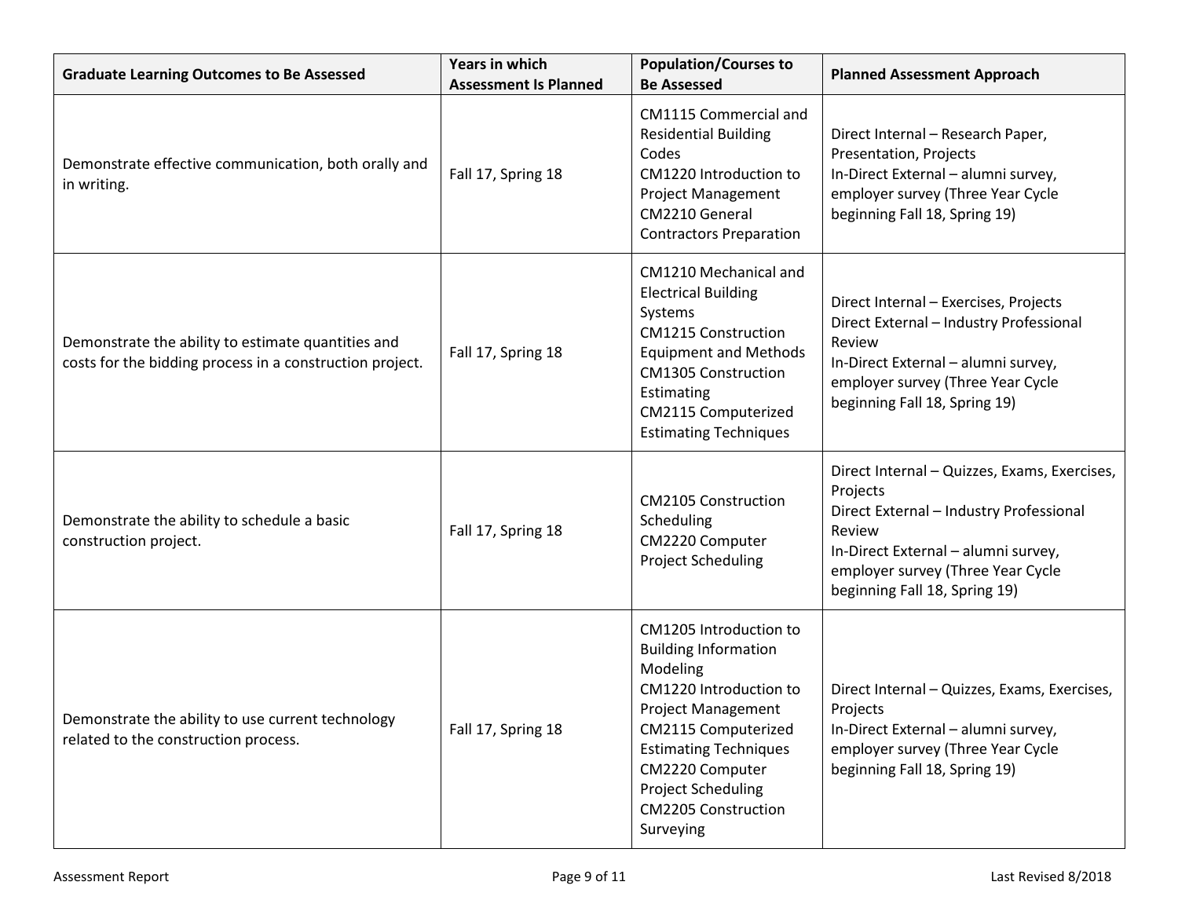| Graduate Learning Outcomes to Be Assessed | Years in which Assessment Is Planned | Population/Courses to Be Assessed | Planned Assessment Approach |
|---|---|---|---|
| Demonstrate effective communication, both orally and in writing. | Fall 17, Spring 18 | CM1115 Commercial and Residential Building Codes<br>CM1220 Introduction to Project Management<br>CM2210 General Contractors Preparation | Direct Internal – Research Paper, Presentation, Projects<br>In-Direct External – alumni survey, employer survey (Three Year Cycle beginning Fall 18, Spring 19) |
| Demonstrate the ability to estimate quantities and costs for the bidding process in a construction project. | Fall 17, Spring 18 | CM1210 Mechanical and Electrical Building Systems<br>CM1215 Construction Equipment and Methods<br>CM1305 Construction Estimating<br>CM2115 Computerized Estimating Techniques | Direct Internal – Exercises, Projects<br>Direct External – Industry Professional Review<br>In-Direct External – alumni survey, employer survey (Three Year Cycle beginning Fall 18, Spring 19) |
| Demonstrate the ability to schedule a basic construction project. | Fall 17, Spring 18 | CM2105 Construction Scheduling<br>CM2220 Computer Project Scheduling | Direct Internal – Quizzes, Exams, Exercises, Projects<br>Direct External – Industry Professional Review<br>In-Direct External – alumni survey, employer survey (Three Year Cycle beginning Fall 18, Spring 19) |
| Demonstrate the ability to use current technology related to the construction process. | Fall 17, Spring 18 | CM1205 Introduction to Building Information Modeling<br>CM1220 Introduction to Project Management<br>CM2115 Computerized Estimating Techniques<br>CM2220 Computer Project Scheduling<br>CM2205 Construction Surveying | Direct Internal – Quizzes, Exams, Exercises, Projects<br>In-Direct External – alumni survey, employer survey (Three Year Cycle beginning Fall 18, Spring 19) |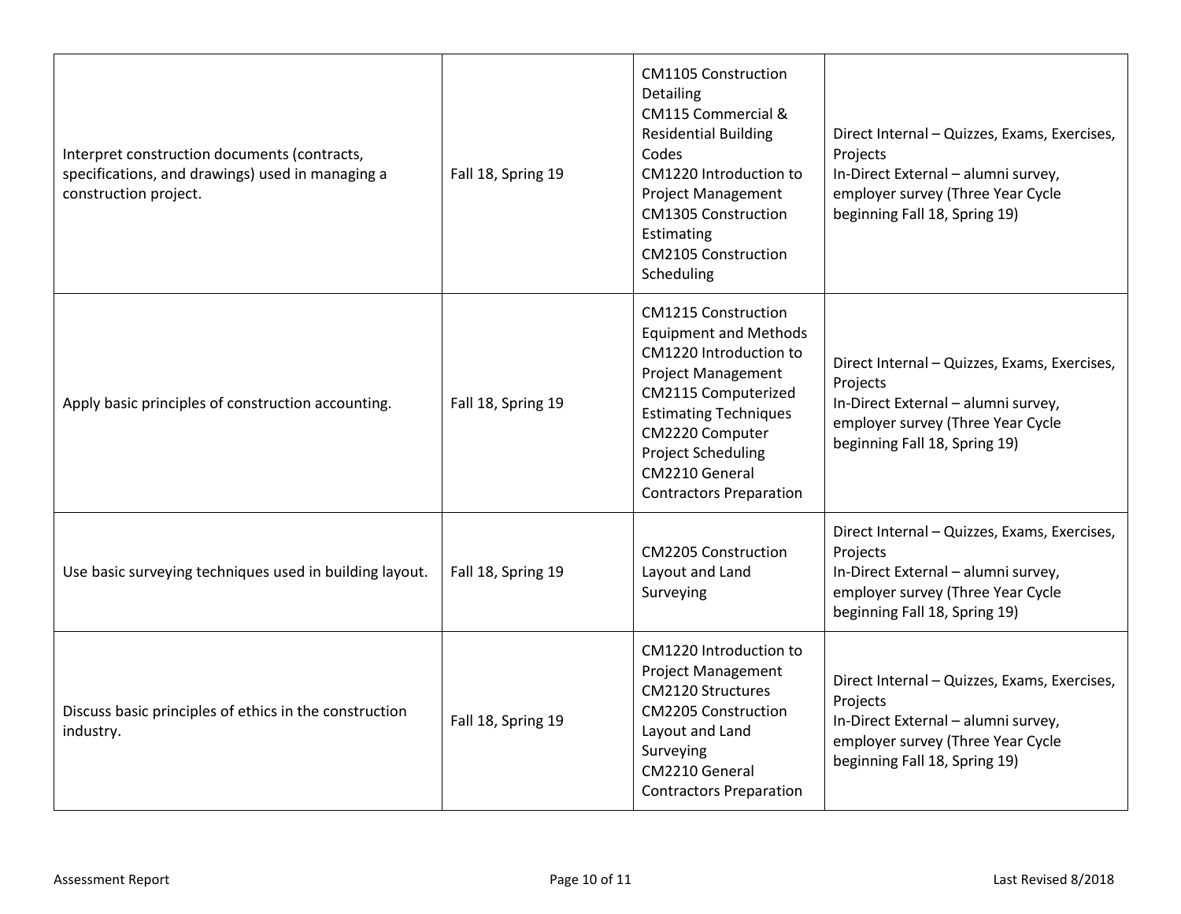| | | | |
|---|---|---|---|
| Interpret construction documents (contracts, specifications, and drawings) used in managing a construction project. | Fall 18, Spring 19 | CM1105 Construction Detailing<br>CM115 Commercial & Residential Building Codes<br>CM1220 Introduction to Project Management<br>CM1305 Construction Estimating<br>CM2105 Construction Scheduling | Direct Internal – Quizzes, Exams, Exercises, Projects<br>In-Direct External – alumni survey, employer survey (Three Year Cycle beginning Fall 18, Spring 19) |
| Apply basic principles of construction accounting. | Fall 18, Spring 19 | CM1215 Construction Equipment and Methods<br>CM1220 Introduction to Project Management<br>CM2115 Computerized Estimating Techniques<br>CM2220 Computer Project Scheduling<br>CM2210 General Contractors Preparation | Direct Internal – Quizzes, Exams, Exercises, Projects<br>In-Direct External – alumni survey, employer survey (Three Year Cycle beginning Fall 18, Spring 19) |
| Use basic surveying techniques used in building layout. | Fall 18, Spring 19 | CM2205 Construction Layout and Land Surveying | Direct Internal – Quizzes, Exams, Exercises, Projects<br>In-Direct External – alumni survey, employer survey (Three Year Cycle beginning Fall 18, Spring 19) |
| Discuss basic principles of ethics in the construction industry. | Fall 18, Spring 19 | CM1220 Introduction to Project Management<br>CM2120 Structures<br>CM2205 Construction Layout and Land Surveying<br>CM2210 General Contractors Preparation | Direct Internal – Quizzes, Exams, Exercises, Projects<br>In-Direct External – alumni survey, employer survey (Three Year Cycle beginning Fall 18, Spring 19) |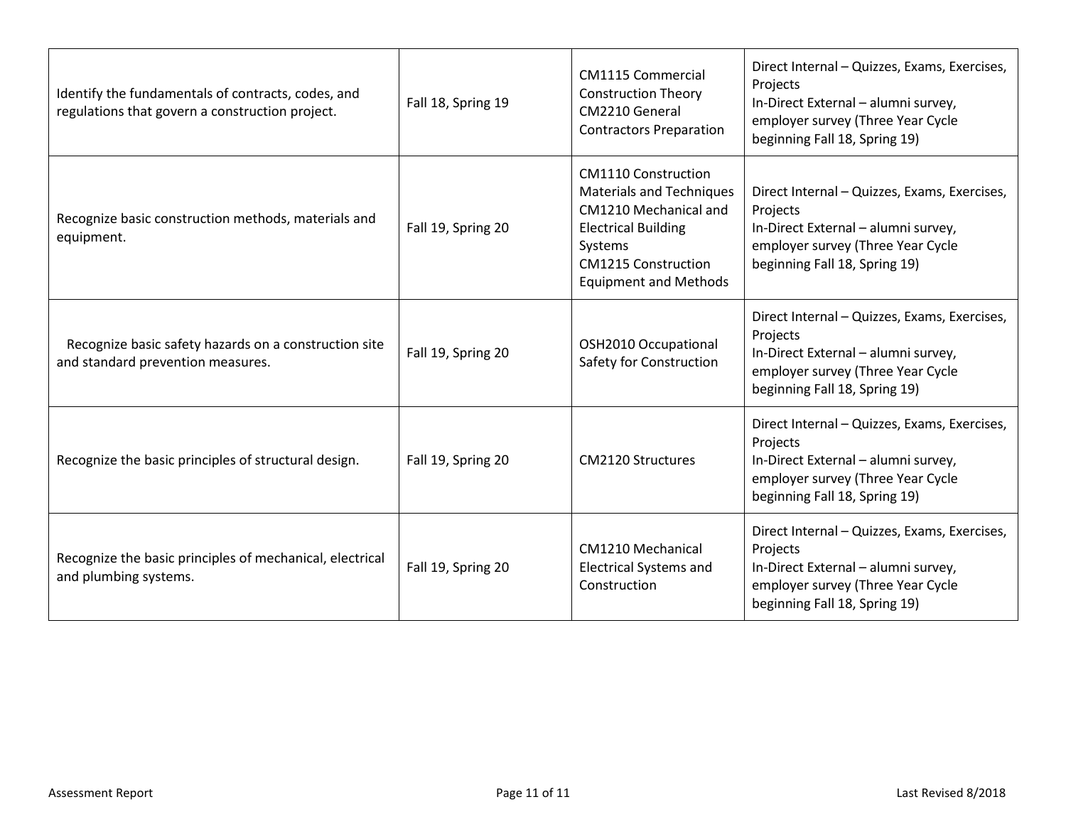| | | | |
|---|---|---|---|
| Identify the fundamentals of contracts, codes, and regulations that govern a construction project. | Fall 18, Spring 19 | CM1115 Commercial Construction Theory<br>CM2210 General Contractors Preparation | Direct Internal – Quizzes, Exams, Exercises, Projects<br>In-Direct External – alumni survey, employer survey (Three Year Cycle beginning Fall 18, Spring 19) |
| Recognize basic construction methods, materials and equipment. | Fall 19, Spring 20 | CM1110 Construction Materials and Techniques<br>CM1210 Mechanical and Electrical Building Systems<br>CM1215 Construction Equipment and Methods | Direct Internal – Quizzes, Exams, Exercises, Projects<br>In-Direct External – alumni survey, employer survey (Three Year Cycle beginning Fall 18, Spring 19) |
| Recognize basic safety hazards on a construction site and standard prevention measures. | Fall 19, Spring 20 | OSH2010 Occupational Safety for Construction | Direct Internal – Quizzes, Exams, Exercises, Projects<br>In-Direct External – alumni survey, employer survey (Three Year Cycle beginning Fall 18, Spring 19) |
| Recognize the basic principles of structural design. | Fall 19, Spring 20 | CM2120 Structures | Direct Internal – Quizzes, Exams, Exercises, Projects<br>In-Direct External – alumni survey, employer survey (Three Year Cycle beginning Fall 18, Spring 19) |
| Recognize the basic principles of mechanical, electrical and plumbing systems. | Fall 19, Spring 20 | CM1210 Mechanical Electrical Systems and Construction | Direct Internal – Quizzes, Exams, Exercises, Projects<br>In-Direct External – alumni survey, employer survey (Three Year Cycle beginning Fall 18, Spring 19) |